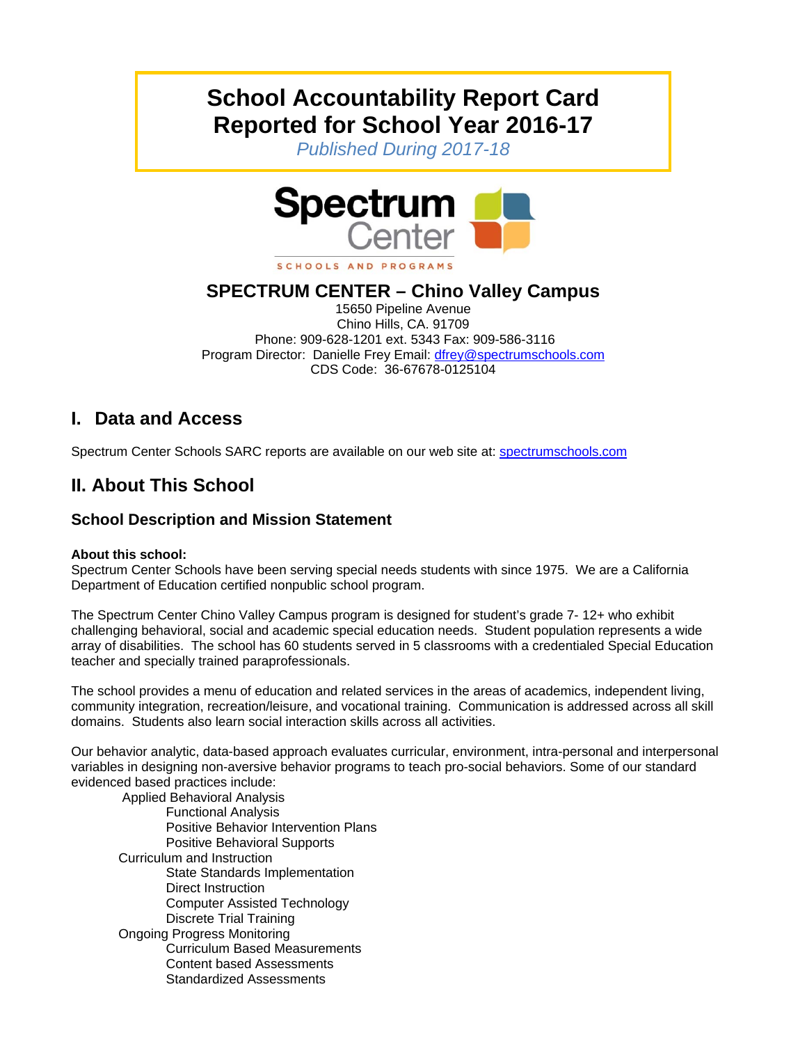# School Accountability Report Card
# Reported for School Year 2016-17

*Published During 2017-18*

Spectrum Center

SCHOOLS AND PROGRAMS

## SPECTRUM CENTER – Chino Valley Campus

15650 Pipeline Avenue
Chino Hills, CA. 91709
Phone: 909-628-1201 ext. 5343 Fax: 909-586-3116
Program Director: Danielle Frey Email: dfrey@spectrumschools.com
CDS Code: 36-67678-0125104

## I. Data and Access

Spectrum Center Schools SARC reports are available on our web site at: spectrumschools.com

## II. About This School

### School Description and Mission Statement

**About this school:**
Spectrum Center Schools have been serving special needs students with since 1975. We are a California Department of Education certified nonpublic school program.

The Spectrum Center Chino Valley Campus program is designed for student's grade 7- 12+ who exhibit challenging behavioral, social and academic special education needs. Student population represents a wide array of disabilities. The school has 60 students served in 5 classrooms with a credentialed Special Education teacher and specially trained paraprofessionals.

The school provides a menu of education and related services in the areas of academics, independent living, community integration, recreation/leisure, and vocational training. Communication is addressed across all skill domains. Students also learn social interaction skills across all activities.

Our behavior analytic, data-based approach evaluates curricular, environment, intra-personal and interpersonal variables in designing non-aversive behavior programs to teach pro-social behaviors. Some of our standard evidenced based practices include:

- Applied Behavioral Analysis
  - Functional Analysis
  - Positive Behavior Intervention Plans
  - Positive Behavioral Supports
- Curriculum and Instruction
  - State Standards Implementation
  - Direct Instruction
  - Computer Assisted Technology
  - Discrete Trial Training
- Ongoing Progress Monitoring
  - Curriculum Based Measurements
  - Content based Assessments
  - Standardized Assessments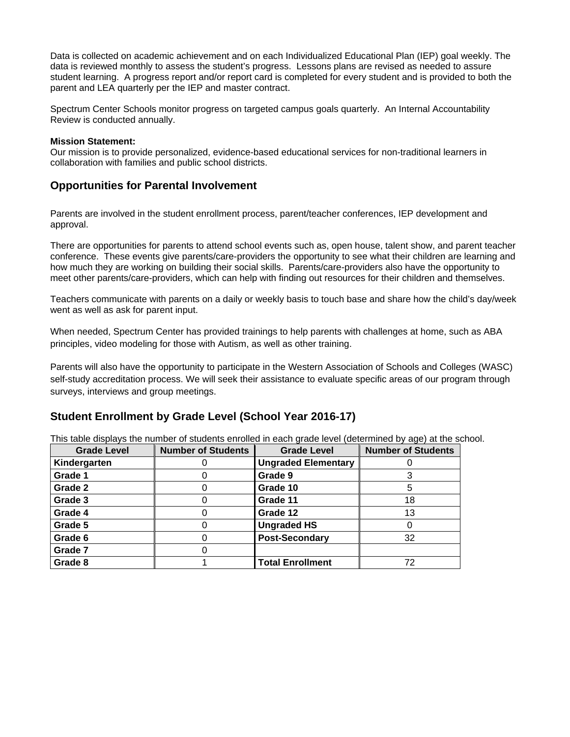Data is collected on academic achievement and on each Individualized Educational Plan (IEP) goal weekly. The data is reviewed monthly to assess the student's progress. Lessons plans are revised as needed to assure student learning. A progress report and/or report card is completed for every student and is provided to both the parent and LEA quarterly per the IEP and master contract.

Spectrum Center Schools monitor progress on targeted campus goals quarterly. An Internal Accountability Review is conducted annually.

**Mission Statement:**
Our mission is to provide personalized, evidence-based educational services for non-traditional learners in collaboration with families and public school districts.

## Opportunities for Parental Involvement

Parents are involved in the student enrollment process, parent/teacher conferences, IEP development and approval.

There are opportunities for parents to attend school events such as, open house, talent show, and parent teacher conference. These events give parents/care-providers the opportunity to see what their children are learning and how much they are working on building their social skills. Parents/care-providers also have the opportunity to meet other parents/care-providers, which can help with finding out resources for their children and themselves.

Teachers communicate with parents on a daily or weekly basis to touch base and share how the child's day/week went as well as ask for parent input.

When needed, Spectrum Center has provided trainings to help parents with challenges at home, such as ABA principles, video modeling for those with Autism, as well as other training.

Parents will also have the opportunity to participate in the Western Association of Schools and Colleges (WASC) self-study accreditation process. We will seek their assistance to evaluate specific areas of our program through surveys, interviews and group meetings.

## Student Enrollment by Grade Level (School Year 2016-17)

This table displays the number of students enrolled in each grade level (determined by age) at the school.

| Grade Level | Number of Students | Grade Level | Number of Students |
|---|---|---|---|
| **Kindergarten** | 0 | **Ungraded Elementary** | 0 |
| **Grade 1** | 0 | **Grade 9** | 3 |
| **Grade 2** | 0 | **Grade 10** | 5 |
| **Grade 3** | 0 | **Grade 11** | 18 |
| **Grade 4** | 0 | **Grade 12** | 13 |
| **Grade 5** | 0 | **Ungraded HS** | 0 |
| **Grade 6** | 0 | **Post-Secondary** | 32 |
| **Grade 7** | 0 | | |
| **Grade 8** | 1 | **Total Enrollment** | 72 |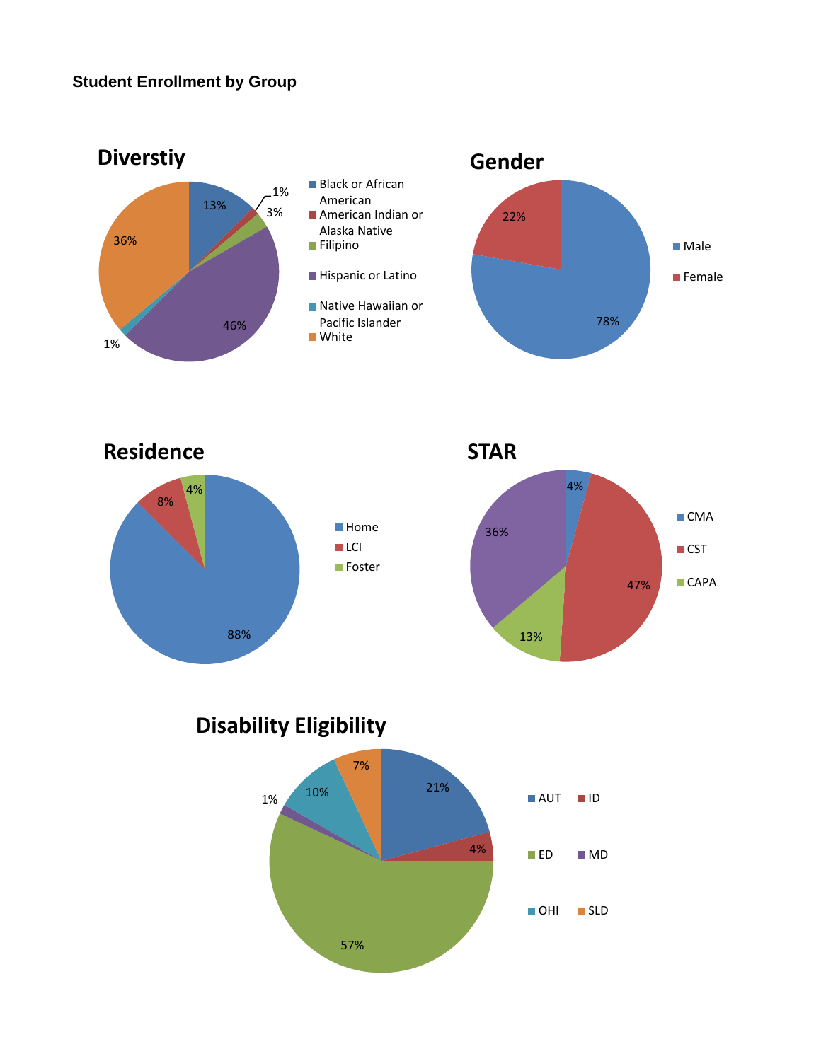**Student Enrollment by Group**

## Diverstiy

| Group | Percent |
|---|---|
| Black or African American | 13% |
| American Indian or Alaska Native | 1% |
| Filipino | 3% |
| Hispanic or Latino | 46% |
| Native Hawaiian or Pacific Islander | 1% |
| White | 36% |

## Gender

| Group | Percent |
|---|---|
| Male | 78% |
| Female | 22% |

## Residence

| Group | Percent |
|---|---|
| Home | 88% |
| LCI | 8% |
| Foster | 4% |

## STAR

| Group | Percent |
|---|---|
| CMA | 4% |
| CST | 47% |
| CAPA | 13% |
| | 36% |

## Disability Eligibility

| Group | Percent |
|---|---|
| AUT | 21% |
| ID | 4% |
| ED | 57% |
| MD | 1% |
| OHI | 10% |
| SLD | 7% |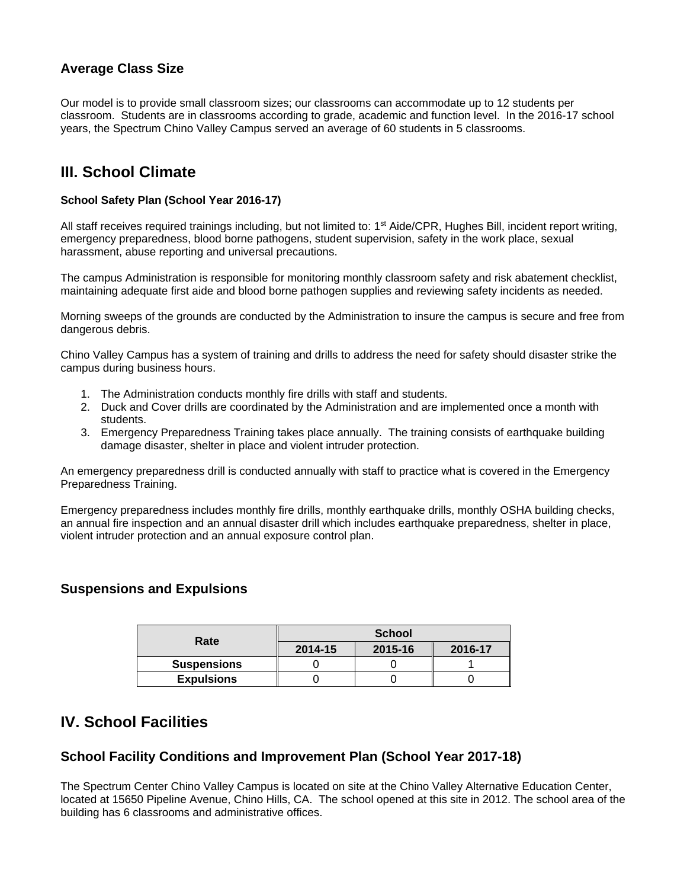## Average Class Size

Our model is to provide small classroom sizes; our classrooms can accommodate up to 12 students per classroom. Students are in classrooms according to grade, academic and function level. In the 2016-17 school years, the Spectrum Chino Valley Campus served an average of 60 students in 5 classrooms.

# III. School Climate

### School Safety Plan (School Year 2016-17)

All staff receives required trainings including, but not limited to: 1st Aide/CPR, Hughes Bill, incident report writing, emergency preparedness, blood borne pathogens, student supervision, safety in the work place, sexual harassment, abuse reporting and universal precautions.

The campus Administration is responsible for monitoring monthly classroom safety and risk abatement checklist, maintaining adequate first aide and blood borne pathogen supplies and reviewing safety incidents as needed.

Morning sweeps of the grounds are conducted by the Administration to insure the campus is secure and free from dangerous debris.

Chino Valley Campus has a system of training and drills to address the need for safety should disaster strike the campus during business hours.

1. The Administration conducts monthly fire drills with staff and students.
2. Duck and Cover drills are coordinated by the Administration and are implemented once a month with students.
3. Emergency Preparedness Training takes place annually. The training consists of earthquake building damage disaster, shelter in place and violent intruder protection.

An emergency preparedness drill is conducted annually with staff to practice what is covered in the Emergency Preparedness Training.

Emergency preparedness includes monthly fire drills, monthly earthquake drills, monthly OSHA building checks, an annual fire inspection and an annual disaster drill which includes earthquake preparedness, shelter in place, violent intruder protection and an annual exposure control plan.

## Suspensions and Expulsions

| Rate | School | | |
|---|---|---|---|
| | 2014-15 | 2015-16 | 2016-17 |
| Suspensions | 0 | 0 | 1 |
| Expulsions | 0 | 0 | 0 |

# IV. School Facilities

## School Facility Conditions and Improvement Plan (School Year 2017-18)

The Spectrum Center Chino Valley Campus is located on site at the Chino Valley Alternative Education Center, located at 15650 Pipeline Avenue, Chino Hills, CA. The school opened at this site in 2012. The school area of the building has 6 classrooms and administrative offices.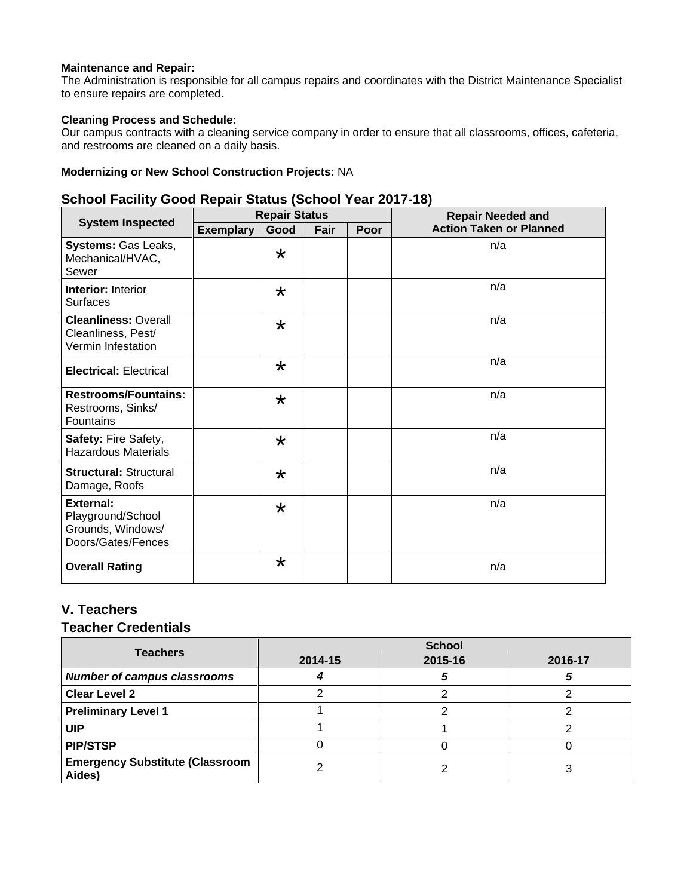**Maintenance and Repair:**
The Administration is responsible for all campus repairs and coordinates with the District Maintenance Specialist to ensure repairs are completed.

**Cleaning Process and Schedule:**
Our campus contracts with a cleaning service company in order to ensure that all classrooms, offices, cafeteria, and restrooms are cleaned on a daily basis.

**Modernizing or New School Construction Projects:** NA

## School Facility Good Repair Status (School Year 2017-18)

| System Inspected | Repair Status | | | | Repair Needed and Action Taken or Planned |
|---|---|---|---|---|---|
| | Exemplary | Good | Fair | Poor | |
| **Systems:** Gas Leaks, Mechanical/HVAC, Sewer | | * | | | n/a |
| **Interior:** Interior Surfaces | | * | | | n/a |
| **Cleanliness:** Overall Cleanliness, Pest/ Vermin Infestation | | * | | | n/a |
| **Electrical:** Electrical | | * | | | n/a |
| **Restrooms/Fountains:** Restrooms, Sinks/ Fountains | | * | | | n/a |
| **Safety:** Fire Safety, Hazardous Materials | | * | | | n/a |
| **Structural:** Structural Damage, Roofs | | * | | | n/a |
| **External:** Playground/School Grounds, Windows/ Doors/Gates/Fences | | * | | | n/a |
| **Overall Rating** | | * | | | n/a |

## V. Teachers

## Teacher Credentials

| Teachers | School | | |
|---|---|---|---|
| | 2014-15 | 2015-16 | 2016-17 |
| ***Number of campus classrooms*** | ***4*** | ***5*** | ***5*** |
| **Clear Level 2** | 2 | 2 | 2 |
| **Preliminary Level 1** | 1 | 2 | 2 |
| **UIP** | 1 | 1 | 2 |
| **PIP/STSP** | 0 | 0 | 0 |
| **Emergency Substitute (Classroom Aides)** | 2 | 2 | 3 |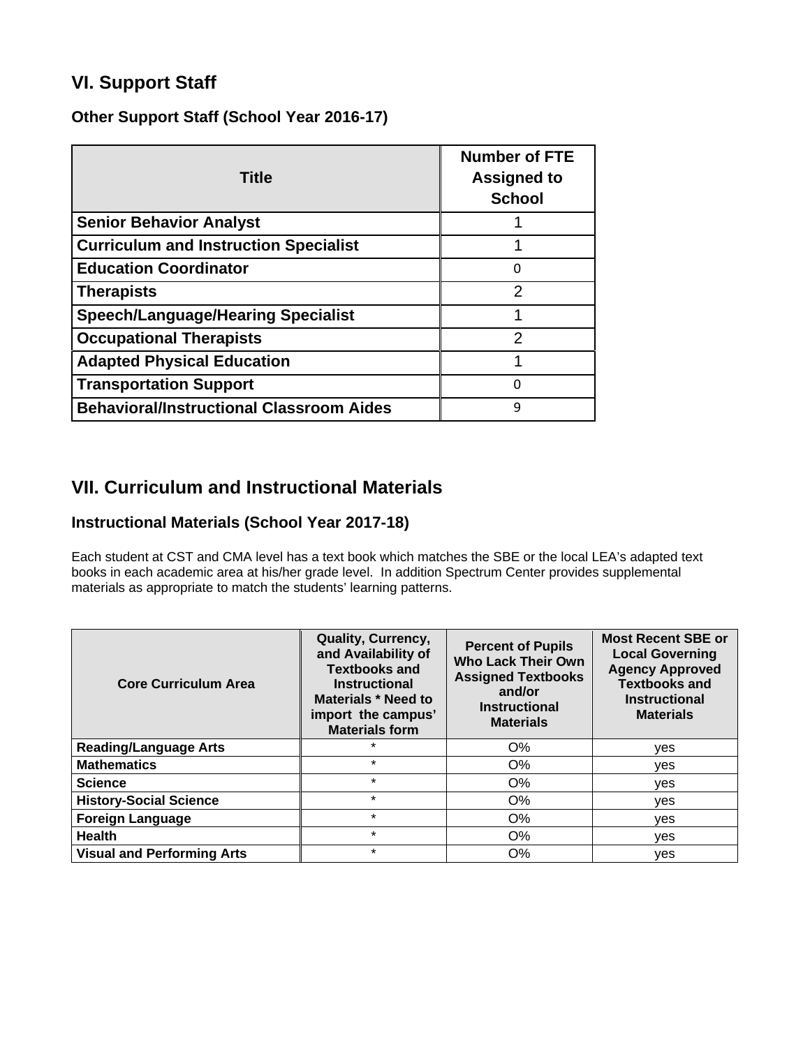## VI. Support Staff

### Other Support Staff (School Year 2016-17)

| Title | Number of FTE Assigned to School |
|---|---|
| Senior Behavior Analyst | 1 |
| Curriculum and Instruction Specialist | 1 |
| Education Coordinator | 0 |
| Therapists | 2 |
| Speech/Language/Hearing Specialist | 1 |
| Occupational Therapists | 2 |
| Adapted Physical Education | 1 |
| Transportation Support | 0 |
| Behavioral/Instructional Classroom Aides | 9 |

## VII. Curriculum and Instructional Materials

### Instructional Materials (School Year 2017-18)

Each student at CST and CMA level has a text book which matches the SBE or the local LEA's adapted text books in each academic area at his/her grade level. In addition Spectrum Center provides supplemental materials as appropriate to match the students' learning patterns.

| Core Curriculum Area | Quality, Currency, and Availability of Textbooks and Instructional Materials * Need to import the campus' Materials form | Percent of Pupils Who Lack Their Own Assigned Textbooks and/or Instructional Materials | Most Recent SBE or Local Governing Agency Approved Textbooks and Instructional Materials |
|---|---|---|---|
| Reading/Language Arts | * | O% | yes |
| Mathematics | * | O% | yes |
| Science | * | O% | yes |
| History-Social Science | * | O% | yes |
| Foreign Language | * | O% | yes |
| Health | * | O% | yes |
| Visual and Performing Arts | * | O% | yes |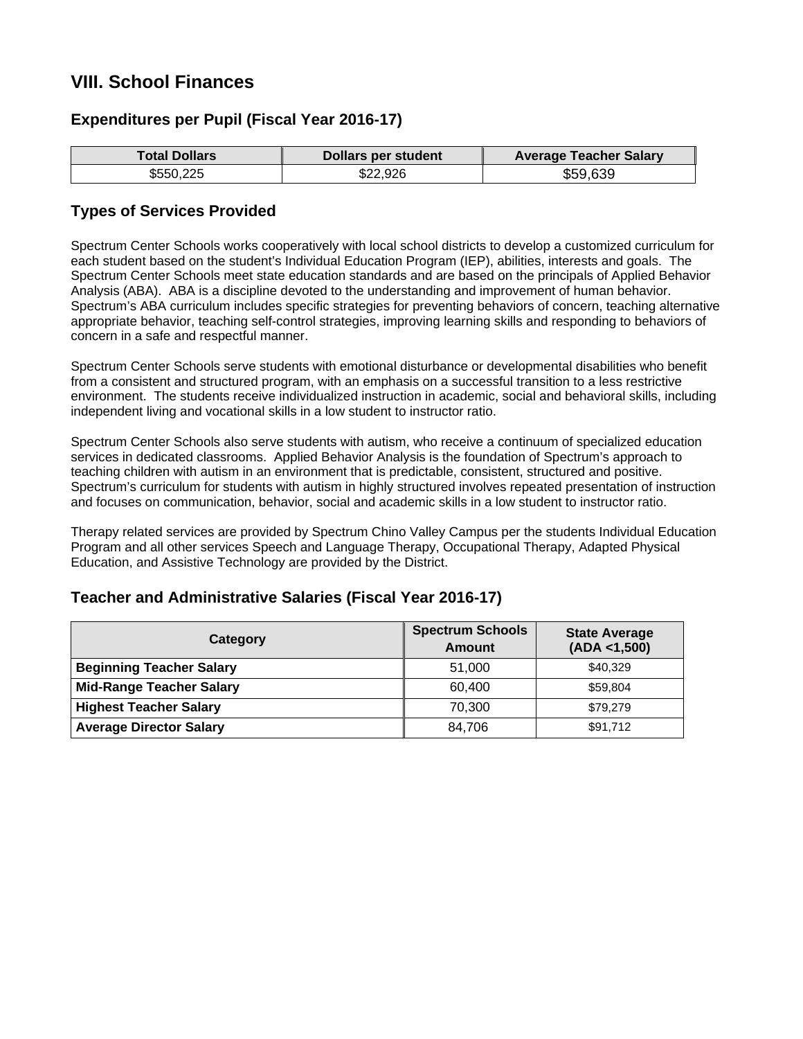## VIII. School Finances

### Expenditures per Pupil (Fiscal Year 2016-17)

| Total Dollars | Dollars per student | Average Teacher Salary |
|---|---|---|
| $550,225 | $22,926 | $59,639 |

### Types of Services Provided

Spectrum Center Schools works cooperatively with local school districts to develop a customized curriculum for each student based on the student's Individual Education Program (IEP), abilities, interests and goals. The Spectrum Center Schools meet state education standards and are based on the principals of Applied Behavior Analysis (ABA). ABA is a discipline devoted to the understanding and improvement of human behavior. Spectrum's ABA curriculum includes specific strategies for preventing behaviors of concern, teaching alternative appropriate behavior, teaching self-control strategies, improving learning skills and responding to behaviors of concern in a safe and respectful manner.

Spectrum Center Schools serve students with emotional disturbance or developmental disabilities who benefit from a consistent and structured program, with an emphasis on a successful transition to a less restrictive environment. The students receive individualized instruction in academic, social and behavioral skills, including independent living and vocational skills in a low student to instructor ratio.

Spectrum Center Schools also serve students with autism, who receive a continuum of specialized education services in dedicated classrooms. Applied Behavior Analysis is the foundation of Spectrum's approach to teaching children with autism in an environment that is predictable, consistent, structured and positive. Spectrum's curriculum for students with autism in highly structured involves repeated presentation of instruction and focuses on communication, behavior, social and academic skills in a low student to instructor ratio.

Therapy related services are provided by Spectrum Chino Valley Campus per the students Individual Education Program and all other services Speech and Language Therapy, Occupational Therapy, Adapted Physical Education, and Assistive Technology are provided by the District.

### Teacher and Administrative Salaries (Fiscal Year 2016-17)

| Category | Spectrum Schools Amount | State Average (ADA <1,500) |
|---|---|---|
| **Beginning Teacher Salary** | 51,000 | $40,329 |
| **Mid-Range Teacher Salary** | 60,400 | $59,804 |
| **Highest Teacher Salary** | 70,300 | $79,279 |
| **Average Director Salary** | 84,706 | $91,712 |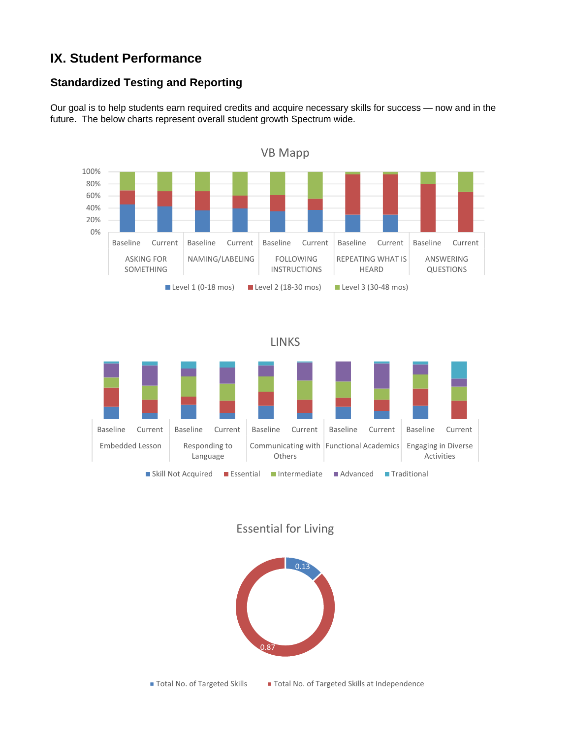# IX. Student Performance

## Standardized Testing and Reporting

Our goal is to help students earn required credits and acquire necessary skills for success — now and in the future. The below charts represent overall student growth Spectrum wide.

VB Mapp

100%
80%
60%
40%
20%
0%

Baseline Current — ASKING FOR SOMETHING
Baseline Current — NAMING/LABELING
Baseline Current — FOLLOWING INSTRUCTIONS
Baseline Current — REPEATING WHAT IS HEARD
Baseline Current — ANSWERING QUESTIONS

Level 1 (0-18 mos) Level 2 (18-30 mos) Level 3 (30-48 mos)

LINKS

Baseline Current — Embedded Lesson
Baseline Current — Responding to Language
Baseline Current — Communicating with Others
Baseline Current — Functional Academics
Baseline Current — Engaging in Diverse Activities

Skill Not Acquired Essential Intermediate Advanced Traditional

Essential for Living

0.13
0.87

Total No. of Targeted Skills Total No. of Targeted Skills at Independence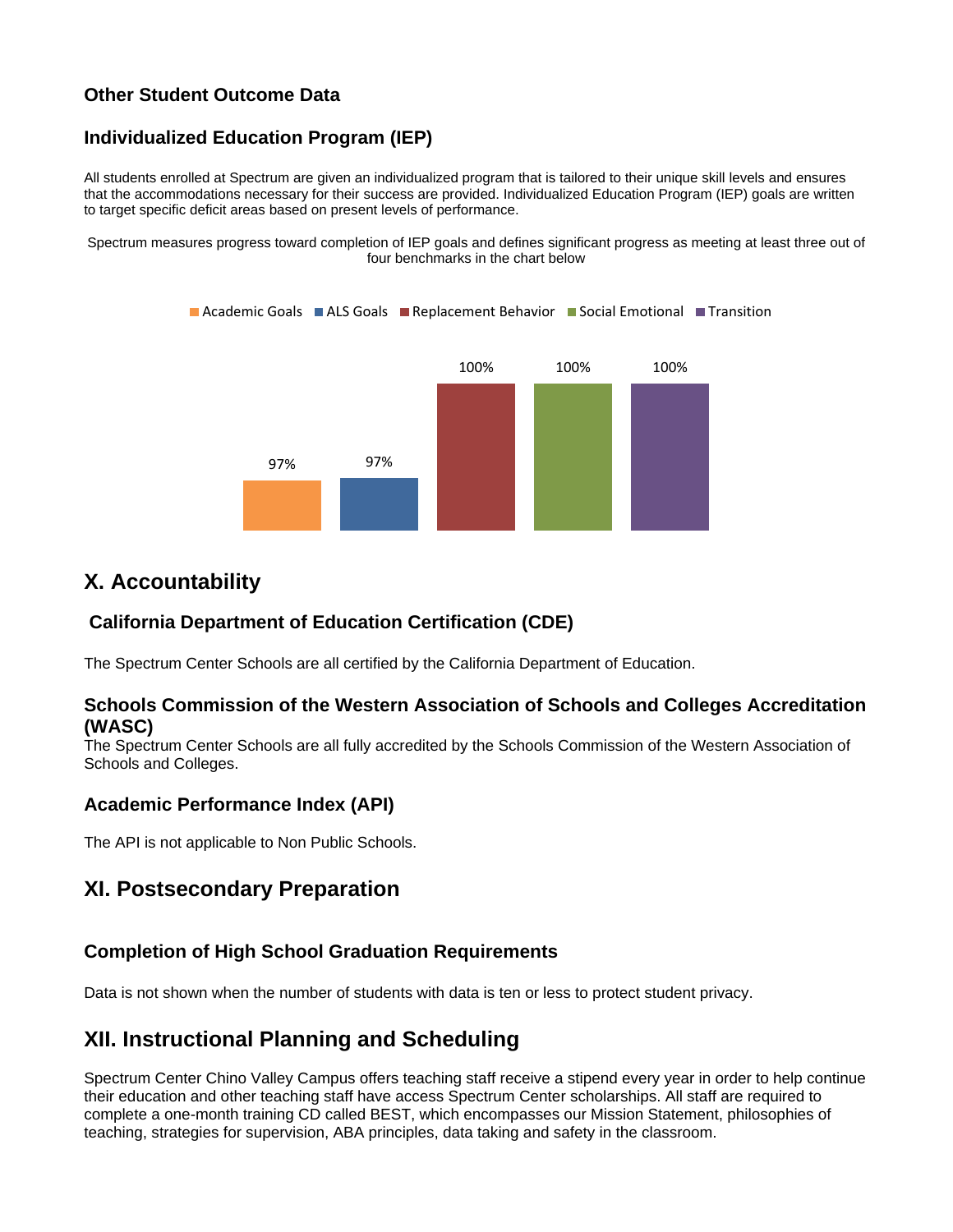### Other Student Outcome Data

### Individualized Education Program (IEP)

All students enrolled at Spectrum are given an individualized program that is tailored to their unique skill levels and ensures that the accommodations necessary for their success are provided. Individualized Education Program (IEP) goals are written to target specific deficit areas based on present levels of performance.

Spectrum measures progress toward completion of IEP goals and defines significant progress as meeting at least three out of four benchmarks in the chart below

| Academic Goals | ALS Goals | Replacement Behavior | Social Emotional | Transition |
|---|---|---|---|---|
| 97% | 97% | 100% | 100% | 100% |

## X. Accountability

### California Department of Education Certification (CDE)

The Spectrum Center Schools are all certified by the California Department of Education.

### Schools Commission of the Western Association of Schools and Colleges Accreditation (WASC)

The Spectrum Center Schools are all fully accredited by the Schools Commission of the Western Association of Schools and Colleges.

### Academic Performance Index (API)

The API is not applicable to Non Public Schools.

## XI. Postsecondary Preparation

### Completion of High School Graduation Requirements

Data is not shown when the number of students with data is ten or less to protect student privacy.

## XII. Instructional Planning and Scheduling

Spectrum Center Chino Valley Campus offers teaching staff receive a stipend every year in order to help continue their education and other teaching staff have access Spectrum Center scholarships. All staff are required to complete a one-month training CD called BEST, which encompasses our Mission Statement, philosophies of teaching, strategies for supervision, ABA principles, data taking and safety in the classroom.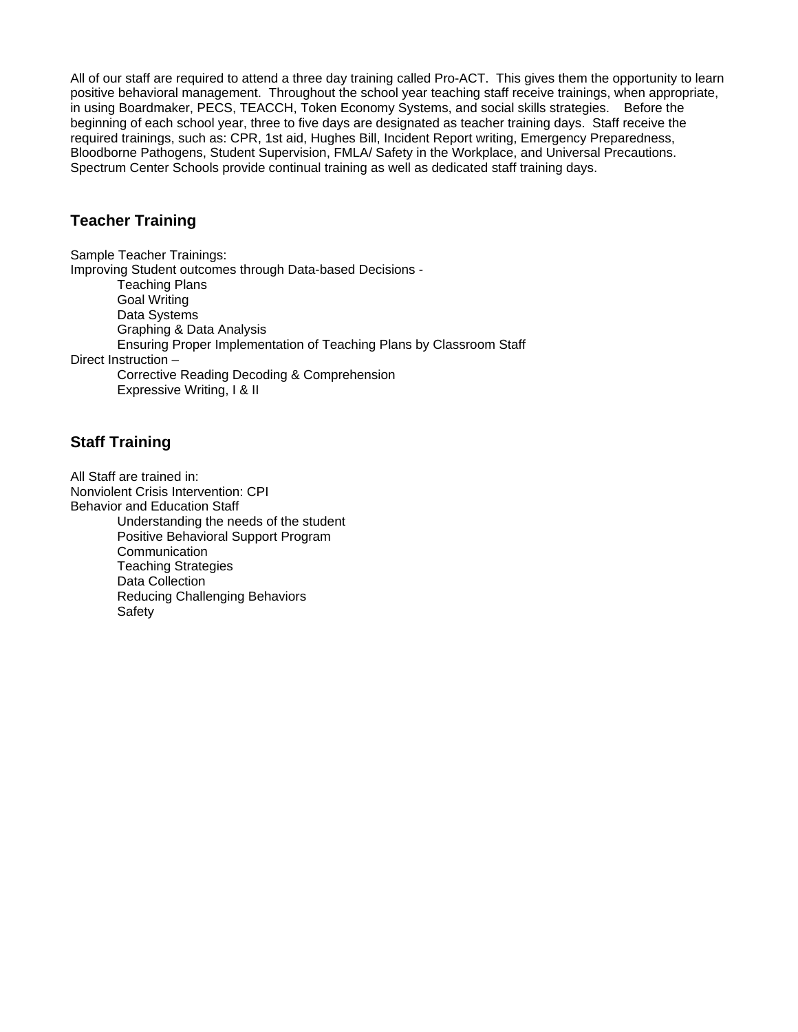All of our staff are required to attend a three day training called Pro-ACT. This gives them the opportunity to learn positive behavioral management. Throughout the school year teaching staff receive trainings, when appropriate, in using Boardmaker, PECS, TEACCH, Token Economy Systems, and social skills strategies. Before the beginning of each school year, three to five days are designated as teacher training days. Staff receive the required trainings, such as: CPR, 1st aid, Hughes Bill, Incident Report writing, Emergency Preparedness, Bloodborne Pathogens, Student Supervision, FMLA/ Safety in the Workplace, and Universal Precautions. Spectrum Center Schools provide continual training as well as dedicated staff training days.

## Teacher Training

Sample Teacher Trainings:

Improving Student outcomes through Data-based Decisions -

- Teaching Plans
- Goal Writing
- Data Systems
- Graphing & Data Analysis
- Ensuring Proper Implementation of Teaching Plans by Classroom Staff

Direct Instruction –

- Corrective Reading Decoding & Comprehension
- Expressive Writing, I & II

## Staff Training

All Staff are trained in:

Nonviolent Crisis Intervention: CPI

Behavior and Education Staff

- Understanding the needs of the student
- Positive Behavioral Support Program
- Communication
- Teaching Strategies
- Data Collection
- Reducing Challenging Behaviors
- Safety